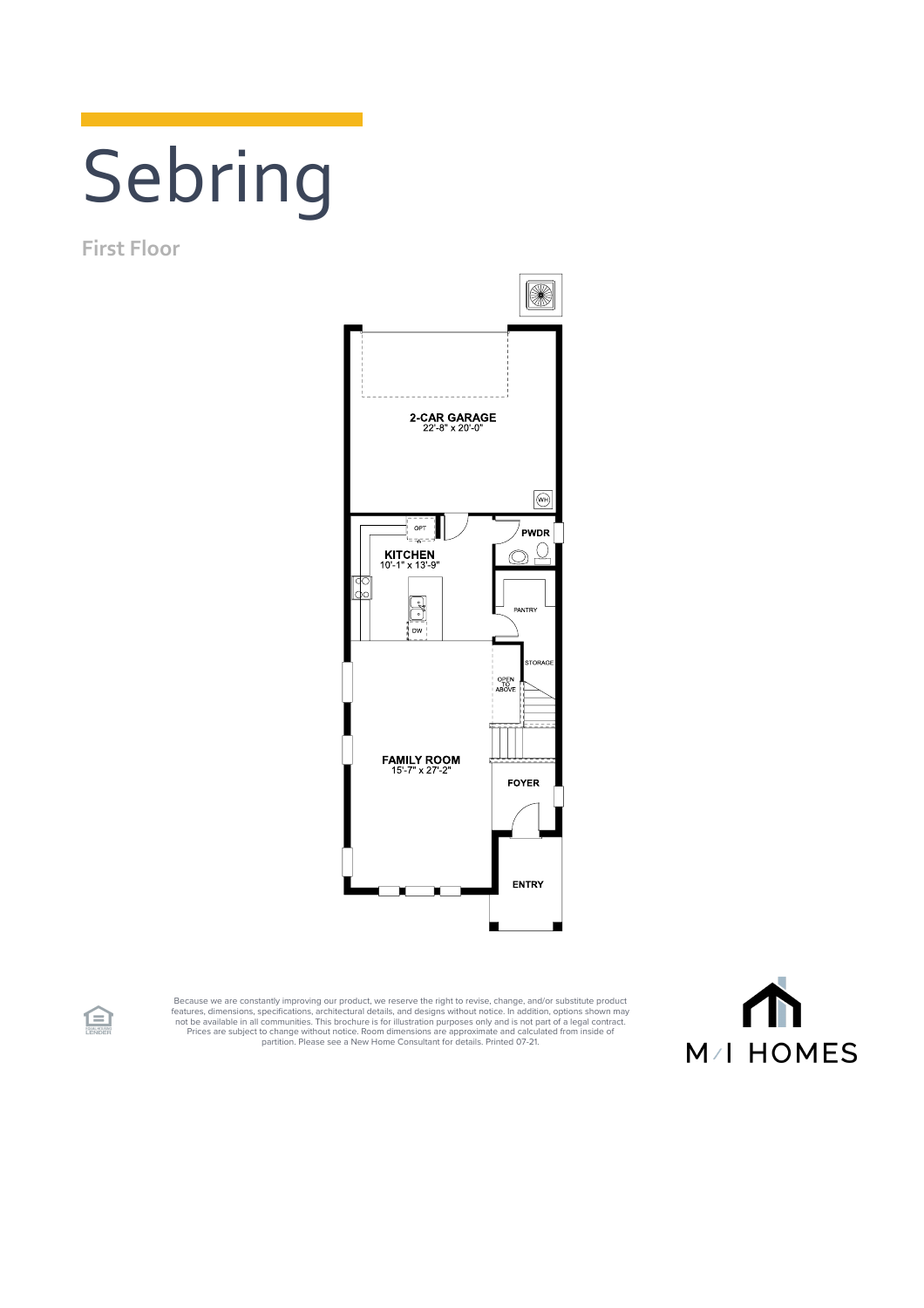# Sebring

## First Floor

2-CAR GARAGE
22'-8" x 20'-0"

WH

OPT

KITCHEN
10'-1" x 13'-9"

DW

PWDR

PANTRY

STORAGE

OPEN TO ABOVE

FAMILY ROOM
15'-7" x 27'-2"

FOYER

ENTRY

Because we are constantly improving our product, we reserve the right to revise, change, and/or substitute product features, dimensions, specifications, architectural details, and designs without notice. In addition, options shown may not be available in all communities. This brochure is for illustration purposes only and is not part of a legal contract. Prices are subject to change without notice. Room dimensions are approximate and calculated from inside of partition. Please see a New Home Consultant for details. Printed 07-21.

EQUAL HOUSING LENDER

M/I HOMES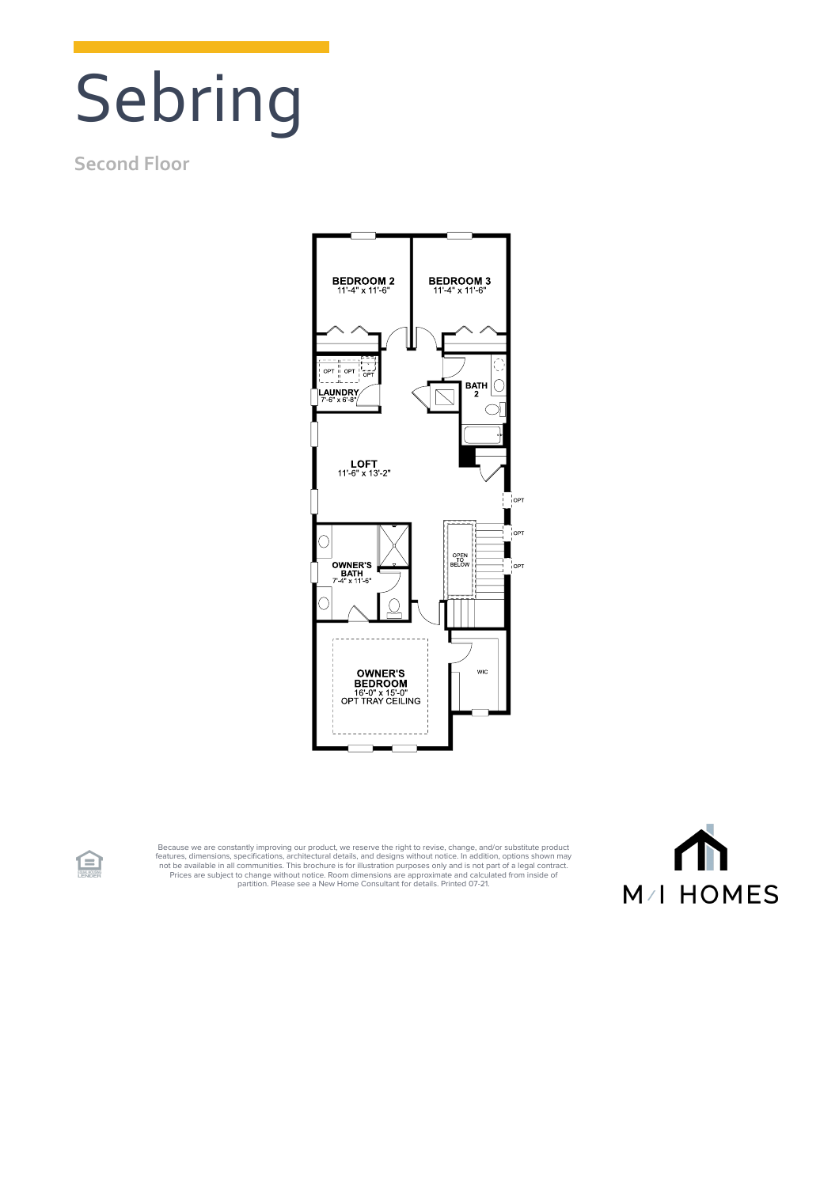# Sebring

## Second Floor

BEDROOM 2
11'-4" x 11'-6"

BEDROOM 3
11'-4" x 11'-6"

OPT OPT OPT

LAUNDRY
7'-6" x 6'-8"

BATH 2

LOFT
11'-6" x 13'-2"

OPT

OPT

OPT

OPEN TO BELOW

OWNER'S BATH
7'-4" x 11'-6"

OWNER'S BEDROOM
16'-0" x 15'-0"
OPT TRAY CEILING

WIC

Because we are constantly improving our product, we reserve the right to revise, change, and/or substitute product features, dimensions, specifications, architectural details, and designs without notice. In addition, options shown may not be available in all communities. This brochure is for illustration purposes only and is not part of a legal contract. Prices are subject to change without notice. Room dimensions are approximate and calculated from inside of partition. Please see a New Home Consultant for details. Printed 07-21.

M/I HOMES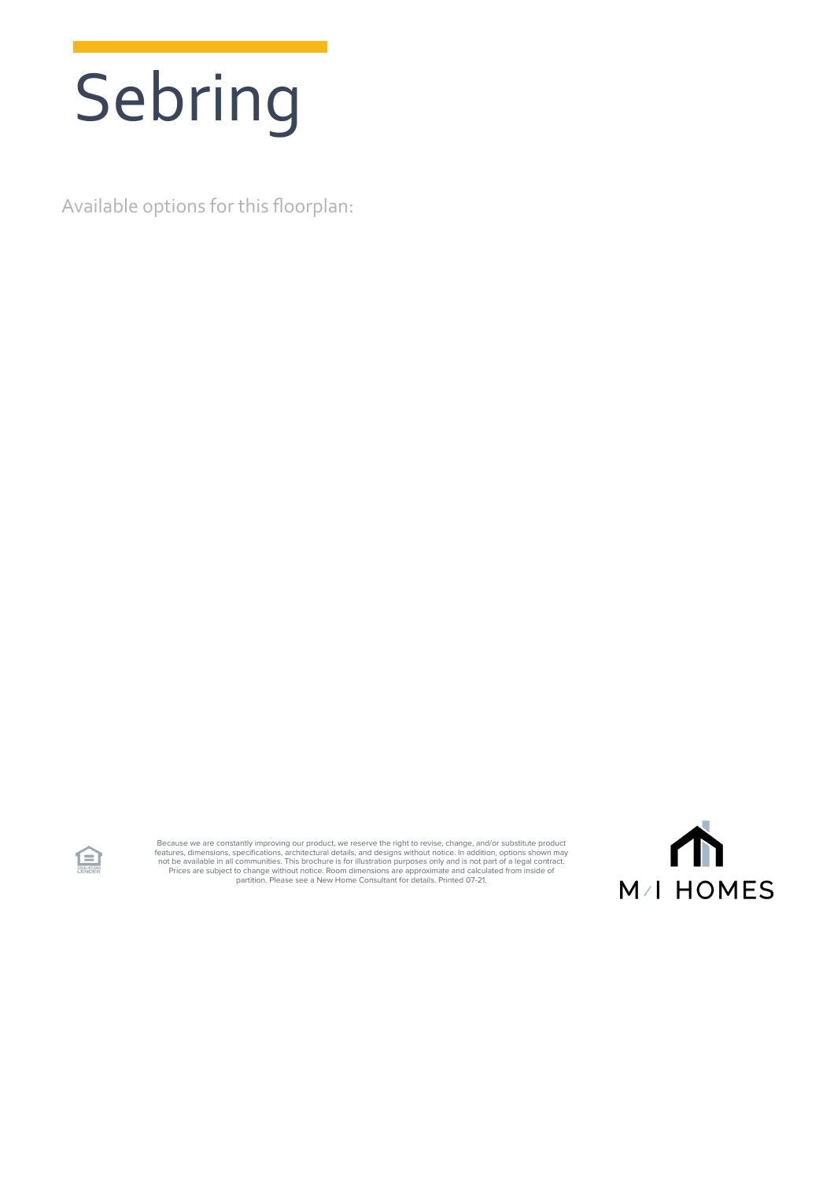# Sebring

Available options for this floorplan:

Because we are constantly improving our product, we reserve the right to revise, change, and/or substitute product features, dimensions, specifications, architectural details, and designs without notice. In addition, options shown may not be available in all communities. This brochure is for illustration purposes only and is not part of a legal contract. Prices are subject to change without notice. Room dimensions are approximate and calculated from inside of partition. Please see a New Home Consultant for details. Printed 07-21.

M/I HOMES